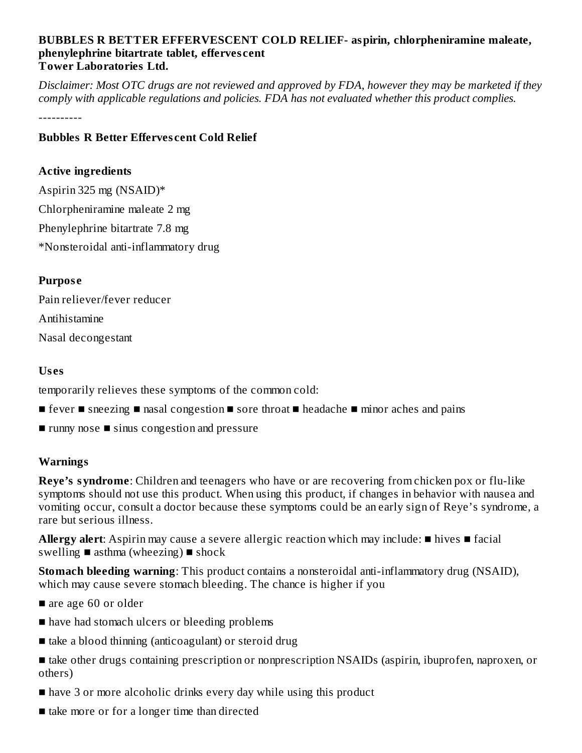**BUBBLES R BETTER EFFERVESCENT COLD RELIEF- aspirin, chlorpheniramine maleate, phenylephrine bitartrate tablet, effervescent**
**Tower Laboratories Ltd.**

*Disclaimer: Most OTC drugs are not reviewed and approved by FDA, however they may be marketed if they comply with applicable regulations and policies. FDA has not evaluated whether this product complies.*

----------

**Bubbles R Better Effervescent Cold Relief**

**Active ingredients**

Aspirin 325 mg (NSAID)*

Chlorpheniramine maleate 2 mg

Phenylephrine bitartrate 7.8 mg

*Nonsteroidal anti-inflammatory drug

**Purpose**

Pain reliever/fever reducer

Antihistamine

Nasal decongestant

**Uses**

temporarily relieves these symptoms of the common cold:

■ fever ■ sneezing ■ nasal congestion ■ sore throat ■ headache ■ minor aches and pains

■ runny nose ■ sinus congestion and pressure

**Warnings**

**Reye's syndrome**: Children and teenagers who have or are recovering from chicken pox or flu-like symptoms should not use this product. When using this product, if changes in behavior with nausea and vomiting occur, consult a doctor because these symptoms could be an early sign of Reye's syndrome, a rare but serious illness.

**Allergy alert**: Aspirin may cause a severe allergic reaction which may include: ■ hives ■ facial swelling ■ asthma (wheezing) ■ shock

**Stomach bleeding warning**: This product contains a nonsteroidal anti-inflammatory drug (NSAID), which may cause severe stomach bleeding. The chance is higher if you

- are age 60 or older
- have had stomach ulcers or bleeding problems
- take a blood thinning (anticoagulant) or steroid drug
- take other drugs containing prescription or nonprescription NSAIDs (aspirin, ibuprofen, naproxen, or others)
- have 3 or more alcoholic drinks every day while using this product
- take more or for a longer time than directed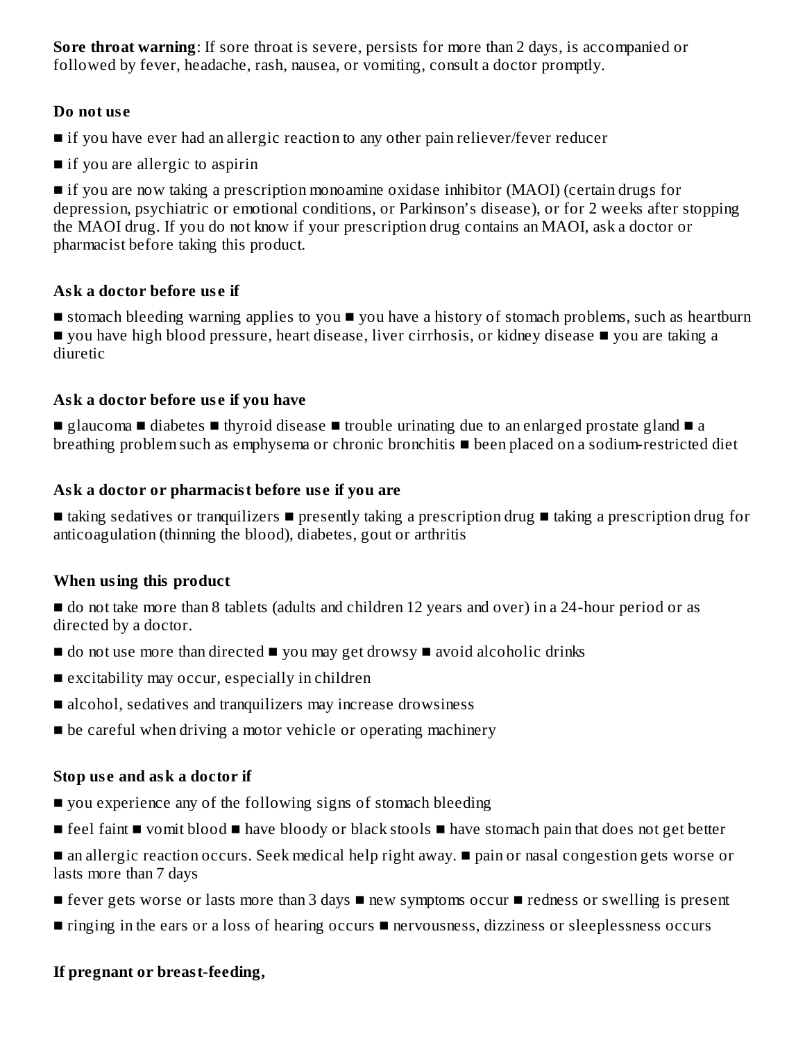**Sore throat warning**: If sore throat is severe, persists for more than 2 days, is accompanied or followed by fever, headache, rash, nausea, or vomiting, consult a doctor promptly.

**Do not use**

- if you have ever had an allergic reaction to any other pain reliever/fever reducer
- if you are allergic to aspirin
- if you are now taking a prescription monoamine oxidase inhibitor (MAOI) (certain drugs for depression, psychiatric or emotional conditions, or Parkinson's disease), or for 2 weeks after stopping the MAOI drug. If you do not know if your prescription drug contains an MAOI, ask a doctor or pharmacist before taking this product.

**Ask a doctor before use if**

■ stomach bleeding warning applies to you ■ you have a history of stomach problems, such as heartburn ■ you have high blood pressure, heart disease, liver cirrhosis, or kidney disease ■ you are taking a diuretic

**Ask a doctor before use if you have**

■ glaucoma ■ diabetes ■ thyroid disease ■ trouble urinating due to an enlarged prostate gland ■ a breathing problem such as emphysema or chronic bronchitis ■ been placed on a sodium-restricted diet

**Ask a doctor or pharmacist before use if you are**

■ taking sedatives or tranquilizers ■ presently taking a prescription drug ■ taking a prescription drug for anticoagulation (thinning the blood), diabetes, gout or arthritis

**When using this product**

- do not take more than 8 tablets (adults and children 12 years and over) in a 24-hour period or as directed by a doctor.
- do not use more than directed ■ you may get drowsy ■ avoid alcoholic drinks
- excitability may occur, especially in children
- alcohol, sedatives and tranquilizers may increase drowsiness
- be careful when driving a motor vehicle or operating machinery

**Stop use and ask a doctor if**

- you experience any of the following signs of stomach bleeding
- feel faint ■ vomit blood ■ have bloody or black stools ■ have stomach pain that does not get better
- an allergic reaction occurs. Seek medical help right away. ■ pain or nasal congestion gets worse or lasts more than 7 days
- fever gets worse or lasts more than 3 days ■ new symptoms occur ■ redness or swelling is present
- ringing in the ears or a loss of hearing occurs ■ nervousness, dizziness or sleeplessness occurs

**If pregnant or breast-feeding,**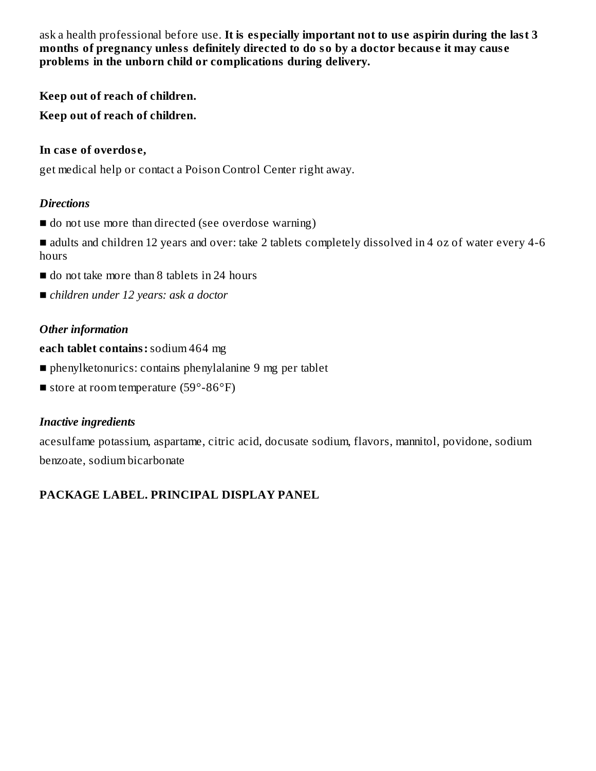ask a health professional before use. **It is especially important not to use aspirin during the last 3 months of pregnancy unless definitely directed to do so by a doctor because it may cause problems in the unborn child or complications during delivery.**

**Keep out of reach of children.**

**Keep out of reach of children.**

**In case of overdose,**

get medical help or contact a Poison Control Center right away.

***Directions***

- do not use more than directed (see overdose warning)
- adults and children 12 years and over: take 2 tablets completely dissolved in 4 oz of water every 4-6 hours
- do not take more than 8 tablets in 24 hours
- *children under 12 years: ask a doctor*

***Other information***

**each tablet contains:** sodium 464 mg

- phenylketonurics: contains phenylalanine 9 mg per tablet
- store at room temperature (59°-86°F)

***Inactive ingredients***

acesulfame potassium, aspartame, citric acid, docusate sodium, flavors, mannitol, povidone, sodium benzoate, sodium bicarbonate

**PACKAGE LABEL. PRINCIPAL DISPLAY PANEL**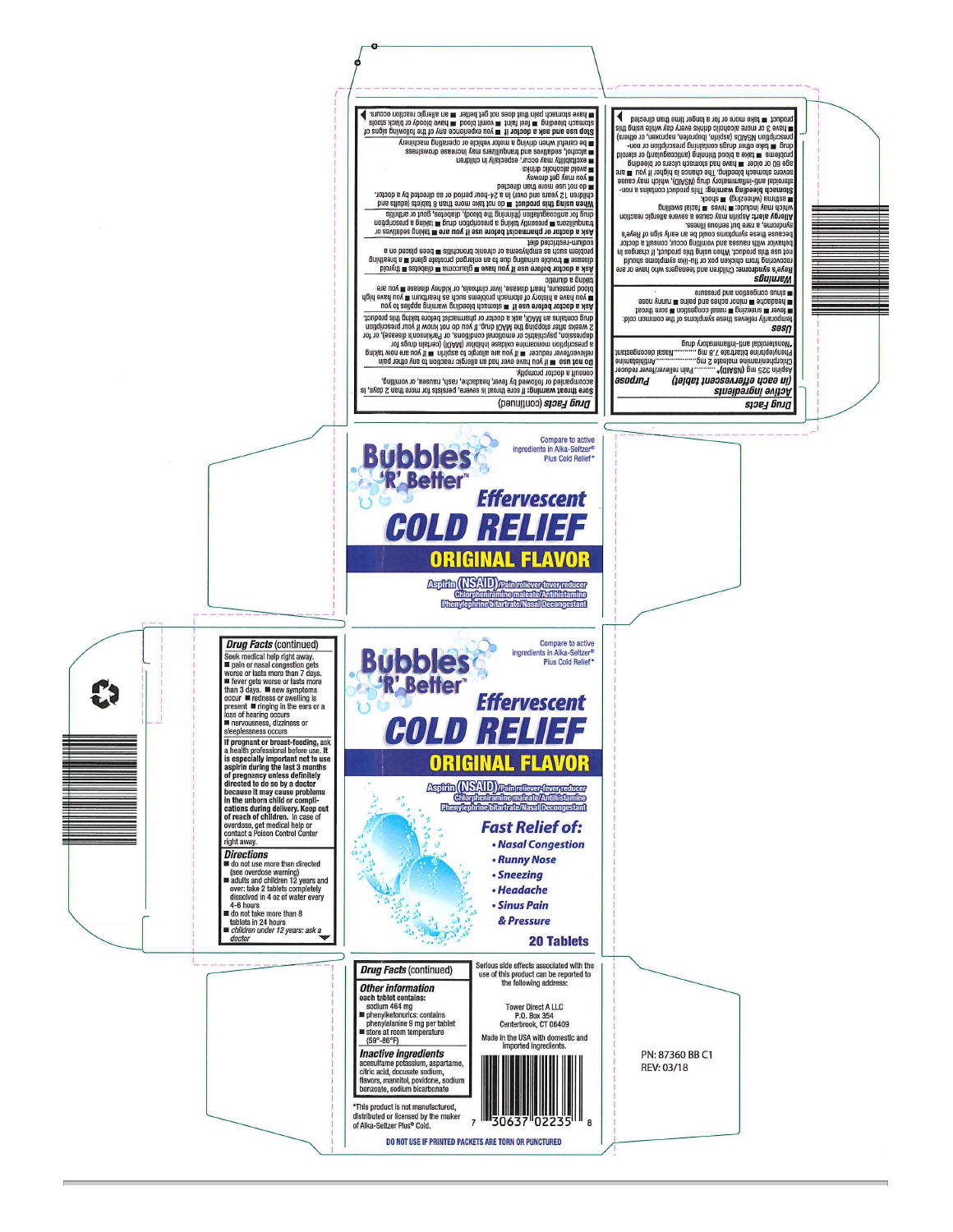## Drug Facts

### Active ingredients (in each effervescent tablet) — Purpose

Aspirin 325 mg (NSAID)* .......... Pain reliever/fever reducer
Chlorpheniramine maleate 2 mg .......... Antihistamine
Phenylephrine bitartrate 7.8 mg .......... Nasal decongestant

*Nonsteroidal anti-inflammatory drug

### Uses

temporarily relieves these symptoms of the common cold:
- fever
- sneezing
- nasal congestion
- sore throat
- headache
- minor aches and pains
- runny nose
- sinus congestion and pressure

### Warnings

**Reye's syndrome:** Children and teenagers who have or are recovering from chicken pox or flu-like symptoms should not use this product. When using this product, if changes in behavior with nausea and vomiting occur, consult a doctor because these symptoms could be an early sign of Reye's syndrome, a rare but serious illness.

**Allergy alert:** Aspirin may cause a severe allergic reaction which may include:
- hives
- facial swelling
- asthma (wheezing)
- shock

**Stomach bleeding warning:** This product contains a non-steroidal anti-inflammatory drug (NSAID), which may cause severe stomach bleeding. The chance is higher if you
- are age 60 or older
- have had stomach ulcers or bleeding problems
- take a blood thinning (anticoagulant) or steroid drug
- take other drugs containing prescription or non-prescription NSAIDs (aspirin, ibuprofen, naproxen, or others)
- have 3 or more alcoholic drinks every day while using this product
- take more or for a longer time than directed

## Drug Facts (continued)

**Sore throat warning:** If sore throat is severe, persists for more than 2 days, is accompanied or followed by fever, headache, rash, nausea, or vomiting, consult a doctor promptly.

**Do not use**
- if you have ever had an allergic reaction to any other pain reliever/fever reducer
- if you are allergic to aspirin
- if you are now taking a prescription monoamine oxidase inhibitor (MAOI) (certain drugs for depression, psychiatric or emotional conditions, or Parkinson's disease), or for 2 weeks after stopping the MAOI drug. If you do not know if your prescription drug contains an MAOI, ask a doctor or pharmacist before taking this product.

**Ask a doctor before use if**
- stomach bleeding warning applies to you
- you have a history of stomach problems such as heartburn
- you have high blood pressure, heart disease, liver cirrhosis, or kidney disease
- you are taking a diuretic

**Ask a doctor before use if you have**
- thyroid disease
- diabetes
- glaucoma
- a breathing problem such as emphysema or chronic bronchitis
- trouble urinating due to an enlarged prostate gland
- been placed on a sodium-restricted diet

**Ask a doctor or pharmacist before use if you are**
- taking sedatives or tranquilizers
- presently taking a prescription drug
- taking a prescription drug for anticoagulation (thinning the blood), diabetes, gout or arthritis

**When using this product**
- do not take more than 8 tablets (adults and children 12 years and over) in a 24-hour period or as directed by a doctor.
- do not use more than directed
- you may get drowsy
- avoid alcoholic drinks
- excitability may occur, especially in children
- alcohol, sedatives and tranquilizers may increase drowsiness
- be careful when driving a motor vehicle or operating machinery

**Stop use and ask a doctor if**
- you experience any of the following signs of stomach bleeding
- feel faint
- vomit blood
- have bloody or black stools
- have stomach pain that does not get better
- an allergic reaction occurs.

---

Compare to active ingredients in Alka-Seltzer® Plus Cold Relief*

# Bubbles 'R' Better™

## Effervescent COLD RELIEF

### ORIGINAL FLAVOR

Aspirin (NSAID)/Pain reliever-fever reducer
Chlorpheniramine maleate/Antihistamine
Phenylephrine bitartrate/Nasal Decongestant

---

## Drug Facts (continued)

Seek medical help right away.
- pain or nasal congestion gets worse or lasts more than 7 days.
- fever gets worse or lasts more than 3 days.
- new symptoms occur
- redness or swelling is present
- ringing in the ears or a loss of hearing occurs
- nervousness, dizziness or sleeplessness occurs

**If pregnant or breast-feeding,** ask a health professional before use. **It is especially important not to use aspirin during the last 3 months of pregnancy unless definitely directed to do so by a doctor because it may cause problems in the unborn child or complications during delivery. Keep out of reach of children.** In case of overdose, get medical help or contact a Poison Control Center right away.

### Directions
- do not use more than directed (see overdose warning)
- adults and children 12 years and over: take 2 tablets completely dissolved in 4 oz of water every 4-6 hours
- do not take more than 8 tablets in 24 hours
- *children under 12 years: ask a doctor*

---

Compare to active ingredients in Alka-Seltzer® Plus Cold Relief*

# Bubbles 'R' Better™

## Effervescent COLD RELIEF

### ORIGINAL FLAVOR

Aspirin (NSAID)/Pain reliever-fever reducer
Chlorpheniramine maleate/Antihistamine
Phenylephrine bitartrate/Nasal Decongestant

**Fast Relief of:**
- Nasal Congestion
- Runny Nose
- Sneezing
- Headache
- Sinus Pain & Pressure

**20 Tablets**

---

## Drug Facts (continued)

### Other information
**each tablet contains:** sodium 464 mg
- phenylketonurics: contains phenylalanine 9 mg per tablet
- store at room temperature (59°-86°F)

### Inactive ingredients
acesulfame potassium, aspartame, citric acid, docusate sodium, flavors, mannitol, povidone, sodium benzoate, sodium bicarbonate

Serious side effects associated with the use of this product can be reported to the following address:

Tower Direct A LLC
P.O. Box 354
Centerbrook, CT 06409

Made in the USA with domestic and imported ingredients.

7 30637 02235 8

*This product is not manufactured, distributed or licensed by the maker of Alka-Seltzer Plus® Cold.

**DO NOT USE IF PRINTED PACKETS ARE TORN OR PUNCTURED**

PN: 87360 BB C1
REV: 03/18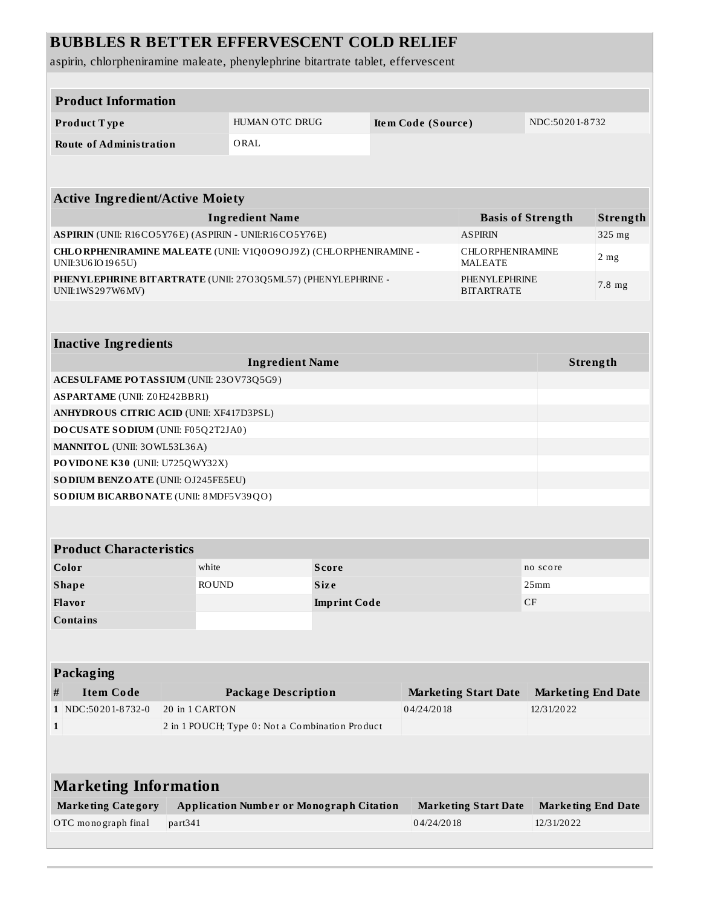# BUBBLES R BETTER EFFERVESCENT COLD RELIEF

aspirin, chlorpheniramine maleate, phenylephrine bitartrate tablet, effervescent

| Product Information | | | |
|---|---|---|---|
| **Product Type** | HUMAN OTC DRUG | **Item Code (Source)** | NDC:50201-8732 |
| **Route of Administration** | ORAL | | |

| Active Ingredient/Active Moiety | | |
|---|---|---|
| **Ingredient Name** | **Basis of Strength** | **Strength** |
| **ASPIRIN** (UNII: R16CO5Y76E) (ASPIRIN - UNII:R16CO5Y76E) | ASPIRIN | 325 mg |
| **CHLORPHENIRAMINE MALEATE** (UNII: V1Q0O9OJ9Z) (CHLORPHENIRAMINE - UNII:3U6IO1965U) | CHLORPHENIRAMINE MALEATE | 2 mg |
| **PHENYLEPHRINE BITARTRATE** (UNII: 27O3Q5ML57) (PHENYLEPHRINE - UNII:1WS297W6MV) | PHENYLEPHRINE BITARTRATE | 7.8 mg |

| Inactive Ingredients | |
|---|---|
| **Ingredient Name** | **Strength** |
| **ACESULFAME POTASSIUM** (UNII: 23OV73Q5G9) | |
| **ASPARTAME** (UNII: Z0H242BBR1) | |
| **ANHYDROUS CITRIC ACID** (UNII: XF417D3PSL) | |
| **DOCUSATE SODIUM** (UNII: F05Q2T2JA0) | |
| **MANNITOL** (UNII: 3OWL53L36A) | |
| **POVIDONE K30** (UNII: U725QWY32X) | |
| **SODIUM BENZOATE** (UNII: OJ245FE5EU) | |
| **SODIUM BICARBONATE** (UNII: 8MDF5V39QO) | |

| Product Characteristics | | | |
|---|---|---|---|
| **Color** | white | **Score** | no score |
| **Shape** | ROUND | **Size** | 25mm |
| **Flavor** | | **Imprint Code** | CF |
| **Contains** | | | |

| Packaging | | | | |
|---|---|---|---|---|
| **#** | **Item Code** | **Package Description** | **Marketing Start Date** | **Marketing End Date** |
| **1** | NDC:50201-8732-0 | 20 in 1 CARTON | 04/24/2018 | 12/31/2022 |
| **1** | | 2 in 1 POUCH; Type 0: Not a Combination Product | | |

| Marketing Information | | | |
|---|---|---|---|
| **Marketing Category** | **Application Number or Monograph Citation** | **Marketing Start Date** | **Marketing End Date** |
| OTC monograph final | part341 | 04/24/2018 | 12/31/2022 |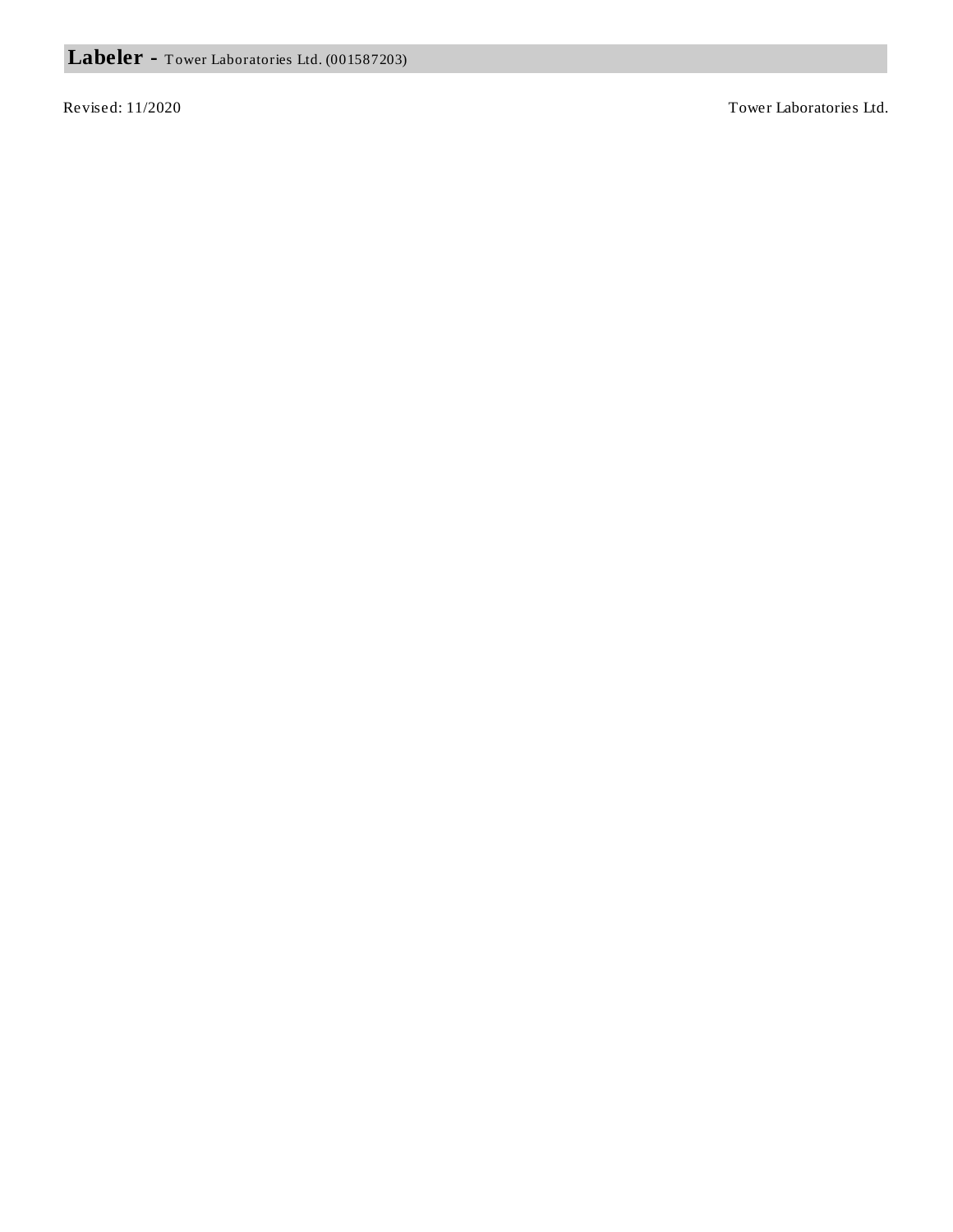**Labeler -** Tower Laboratories Ltd. (001587203)

Revised: 11/2020 Tower Laboratories Ltd.